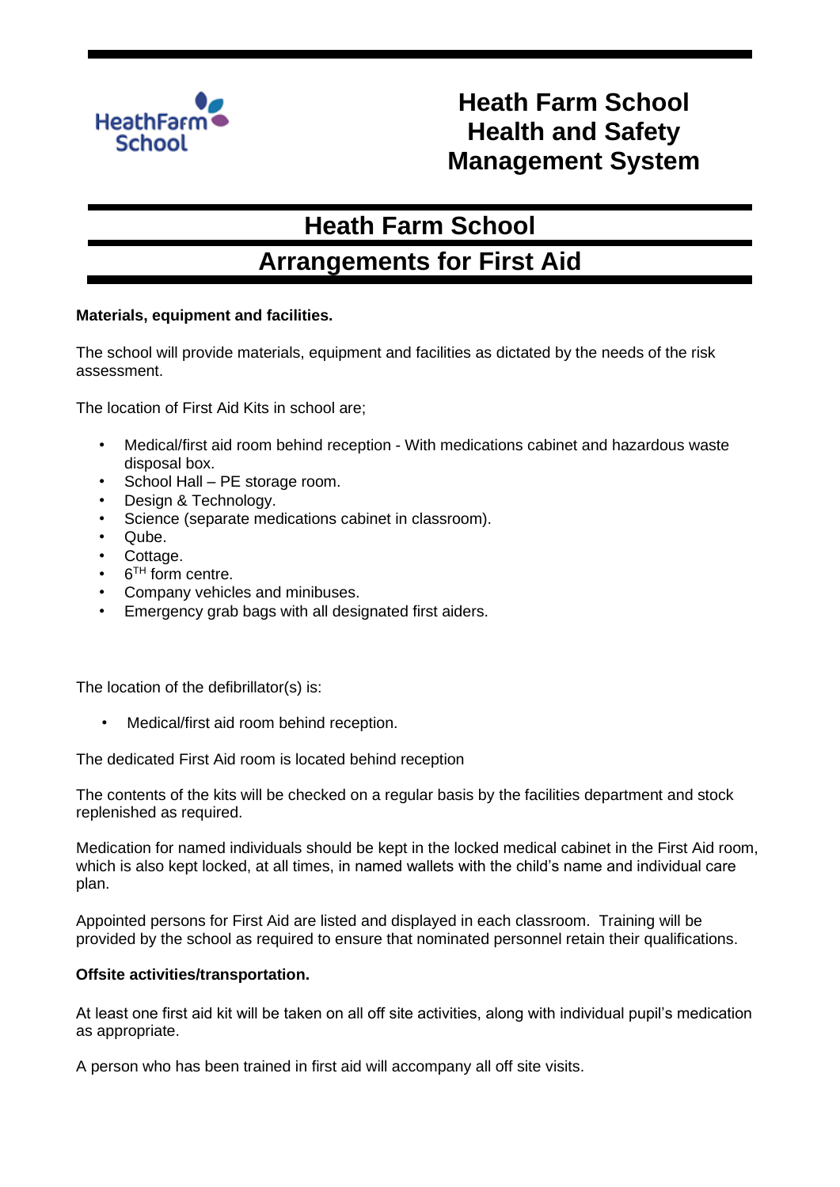# Heath Farm School Health and Safety Management System

## Heath Farm School

## Arrangements for First Aid

**Materials, equipment and facilities.**

The school will provide materials, equipment and facilities as dictated by the needs of the risk assessment.

The location of First Aid Kits in school are;

- Medical/first aid room behind reception - With medications cabinet and hazardous waste disposal box.
- School Hall – PE storage room.
- Design & Technology.
- Science (separate medications cabinet in classroom).
- Qube.
- Cottage.
- 6TH form centre.
- Company vehicles and minibuses.
- Emergency grab bags with all designated first aiders.

The location of the defibrillator(s) is:

- Medical/first aid room behind reception.

The dedicated First Aid room is located behind reception

The contents of the kits will be checked on a regular basis by the facilities department and stock replenished as required.

Medication for named individuals should be kept in the locked medical cabinet in the First Aid room, which is also kept locked, at all times, in named wallets with the child's name and individual care plan.

Appointed persons for First Aid are listed and displayed in each classroom. Training will be provided by the school as required to ensure that nominated personnel retain their qualifications.

**Offsite activities/transportation.**

At least one first aid kit will be taken on all off site activities, along with individual pupil's medication as appropriate.

A person who has been trained in first aid will accompany all off site visits.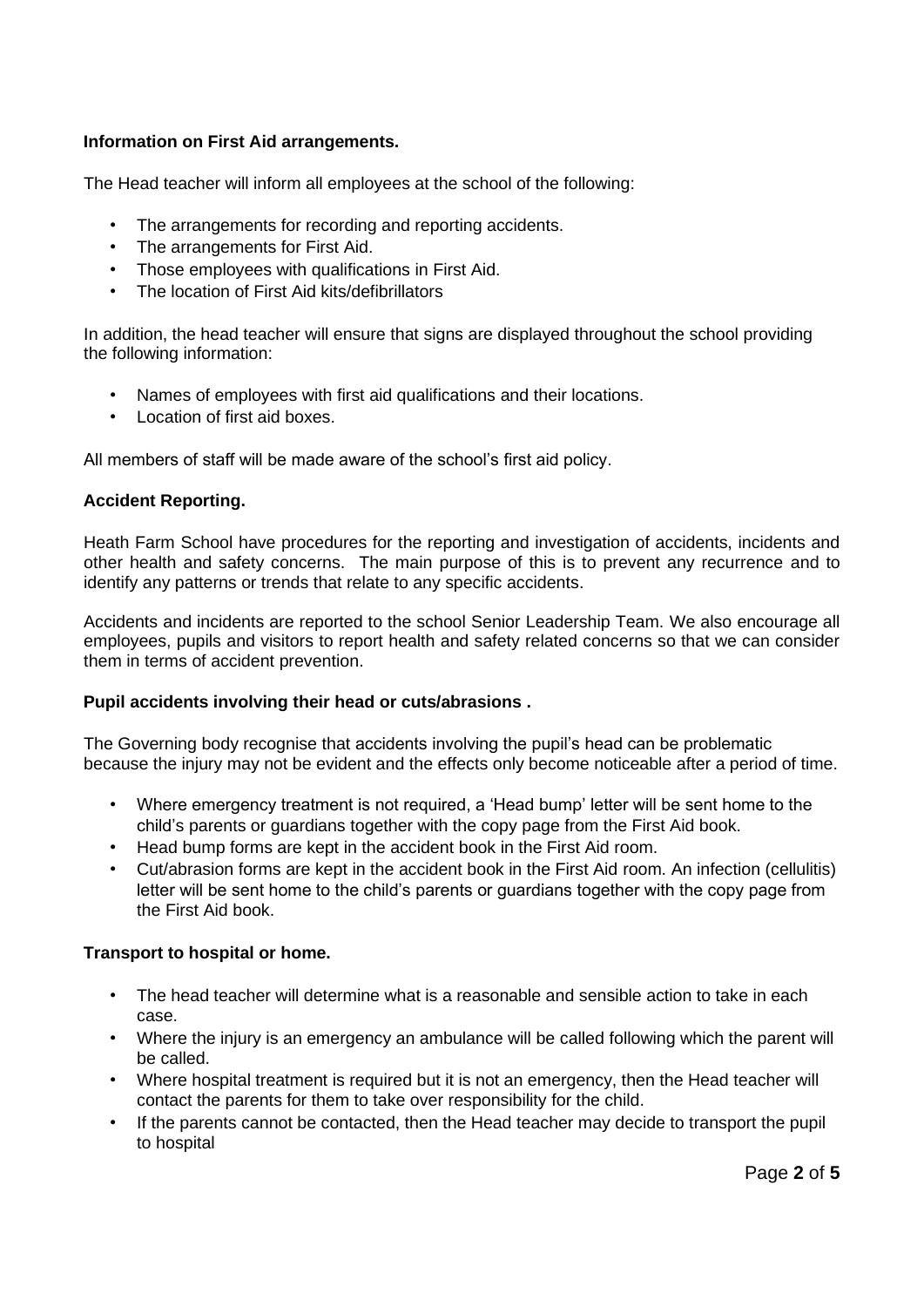**Information on First Aid arrangements.**

The Head teacher will inform all employees at the school of the following:

- The arrangements for recording and reporting accidents.
- The arrangements for First Aid.
- Those employees with qualifications in First Aid.
- The location of First Aid kits/defibrillators

In addition, the head teacher will ensure that signs are displayed throughout the school providing the following information:

- Names of employees with first aid qualifications and their locations.
- Location of first aid boxes.

All members of staff will be made aware of the school's first aid policy.

**Accident Reporting.**

Heath Farm School have procedures for the reporting and investigation of accidents, incidents and other health and safety concerns. The main purpose of this is to prevent any recurrence and to identify any patterns or trends that relate to any specific accidents.

Accidents and incidents are reported to the school Senior Leadership Team. We also encourage all employees, pupils and visitors to report health and safety related concerns so that we can consider them in terms of accident prevention.

**Pupil accidents involving their head or cuts/abrasions .**

The Governing body recognise that accidents involving the pupil's head can be problematic because the injury may not be evident and the effects only become noticeable after a period of time.

- Where emergency treatment is not required, a 'Head bump' letter will be sent home to the child's parents or guardians together with the copy page from the First Aid book.
- Head bump forms are kept in the accident book in the First Aid room.
- Cut/abrasion forms are kept in the accident book in the First Aid room. An infection (cellulitis) letter will be sent home to the child's parents or guardians together with the copy page from the First Aid book.

**Transport to hospital or home.**

- The head teacher will determine what is a reasonable and sensible action to take in each case.
- Where the injury is an emergency an ambulance will be called following which the parent will be called.
- Where hospital treatment is required but it is not an emergency, then the Head teacher will contact the parents for them to take over responsibility for the child.
- If the parents cannot be contacted, then the Head teacher may decide to transport the pupil to hospital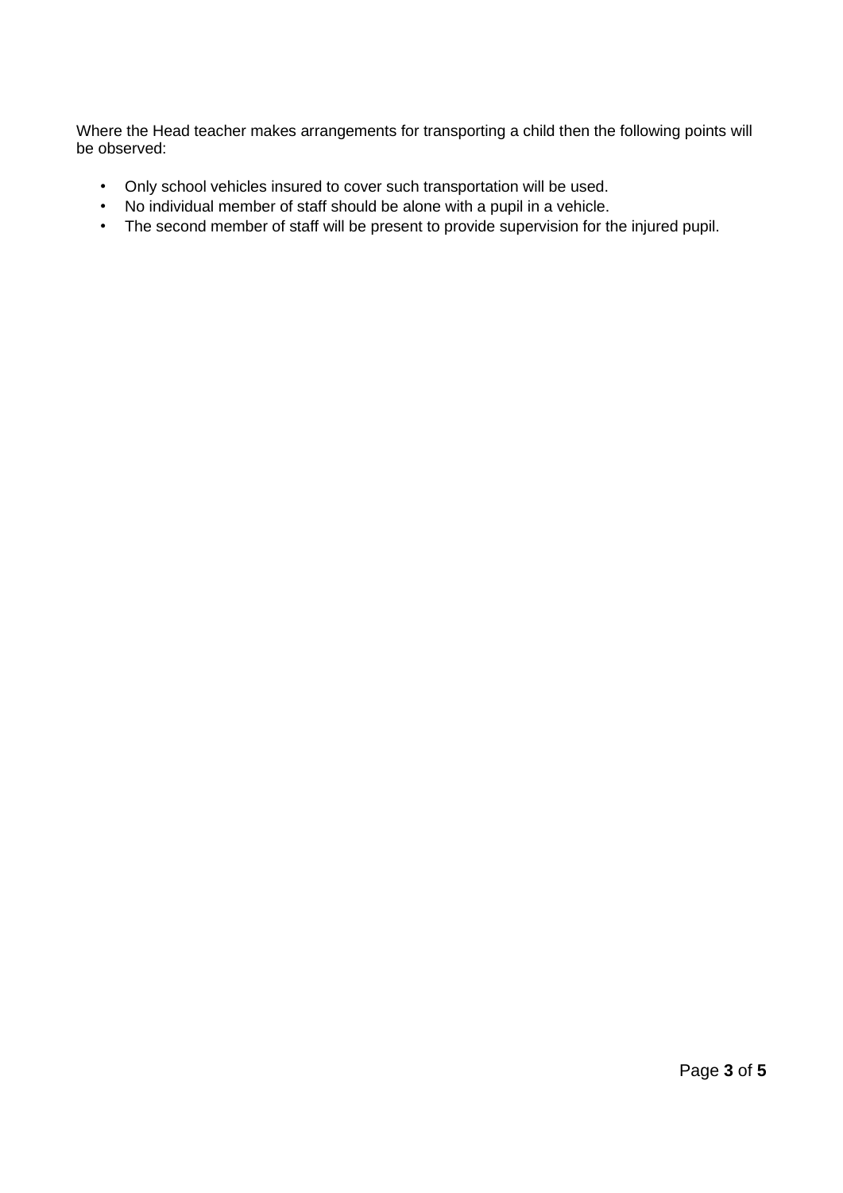Where the Head teacher makes arrangements for transporting a child then the following points will be observed:

- Only school vehicles insured to cover such transportation will be used.
- No individual member of staff should be alone with a pupil in a vehicle.
- The second member of staff will be present to provide supervision for the injured pupil.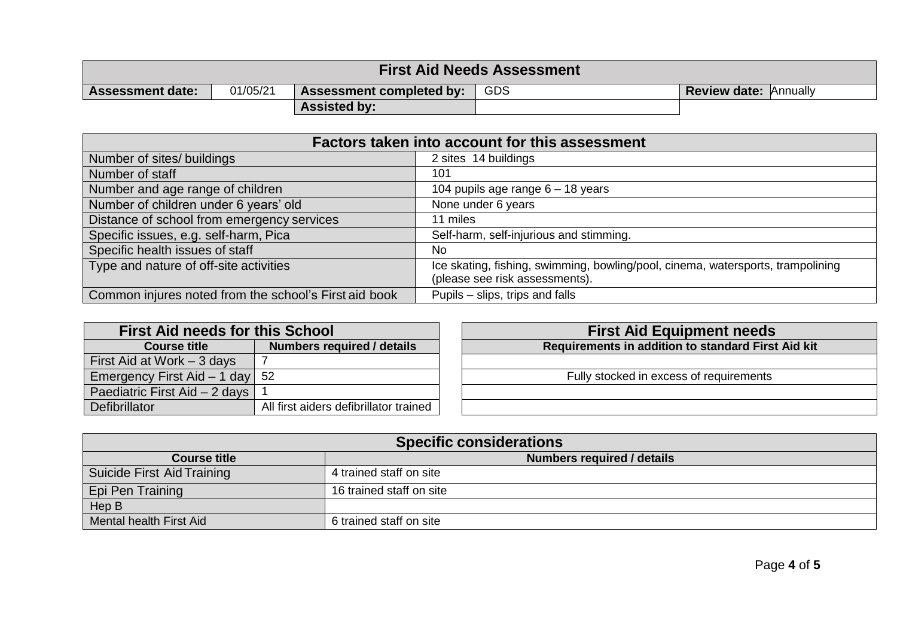# First Aid Needs Assessment

| **Assessment date:** | 01/05/21 | **Assessment completed by:** | GDS | **Review date:** | Annually |
|---|---|---|---|---|---|
| | | **Assisted by:** | | | |

## Factors taken into account for this assessment

| Factor | Details |
|---|---|
| Number of sites/ buildings | 2 sites 14 buildings |
| Number of staff | 101 |
| Number and age range of children | 104 pupils age range 6 – 18 years |
| Number of children under 6 years' old | None under 6 years |
| Distance of school from emergency services | 11 miles |
| Specific issues, e.g. self-harm, Pica | Self-harm, self-injurious and stimming. |
| Specific health issues of staff | No |
| Type and nature of off-site activities | Ice skating, fishing, swimming, bowling/pool, cinema, watersports, trampolining (please see risk assessments). |
| Common injures noted from the school's First aid book | Pupils – slips, trips and falls |

## First Aid needs for this School

| Course title | Numbers required / details |
|---|---|
| First Aid at Work – 3 days | 7 |
| Emergency First Aid – 1 day | 52 |
| Paediatric First Aid – 2 days | 1 |
| Defibrillator | All first aiders defibrillator trained |

## First Aid Equipment needs

| Requirements in addition to standard First Aid kit |
|---|
| |
| Fully stocked in excess of requirements |
| |
| |

## Specific considerations

| Course title | Numbers required / details |
|---|---|
| Suicide First Aid Training | 4 trained staff on site |
| Epi Pen Training | 16 trained staff on site |
| Hep B | |
| Mental health First Aid | 6 trained staff on site |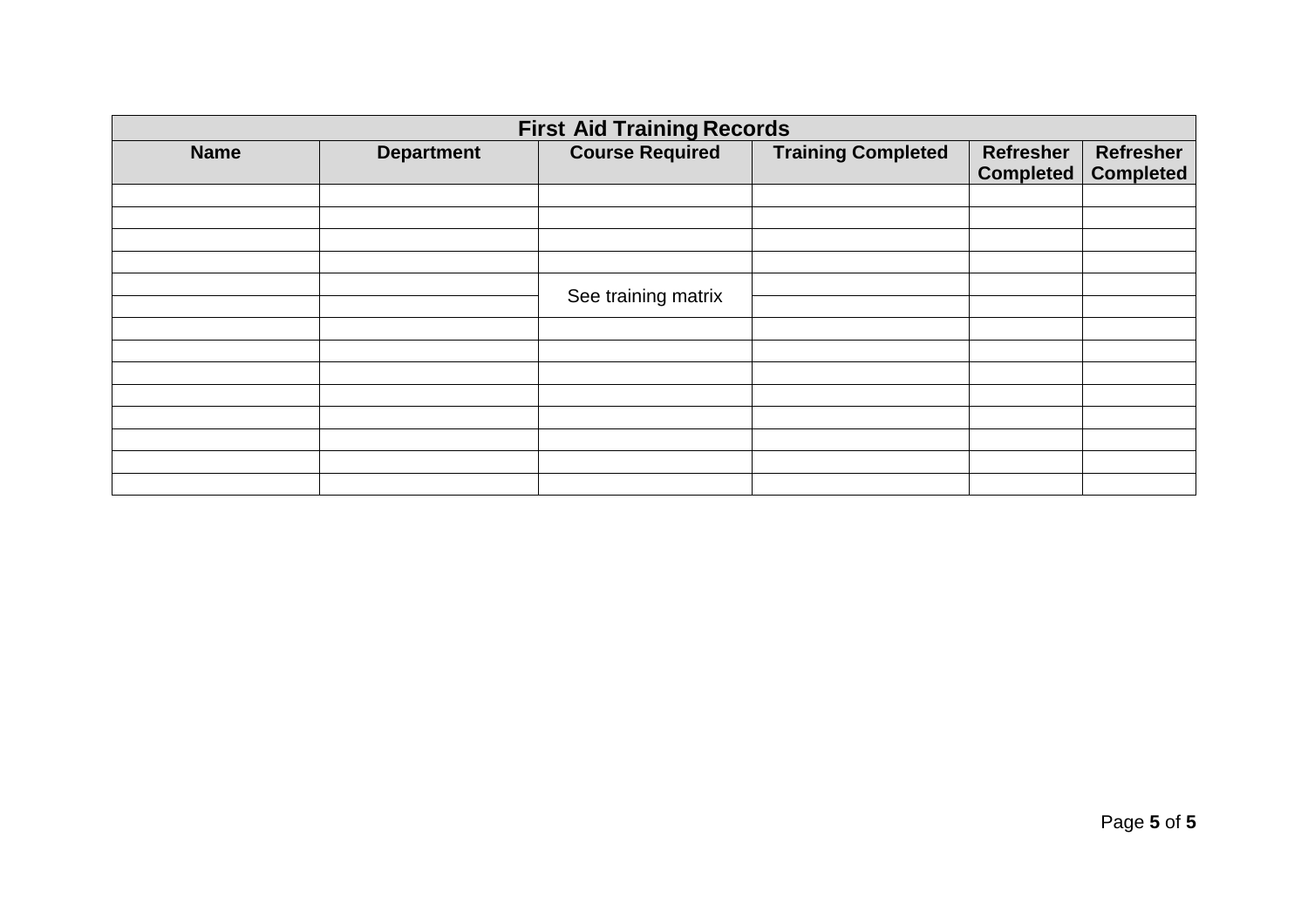| First Aid Training Records | | | | | |
|---|---|---|---|---|---|
| **Name** | **Department** | **Course Required** | **Training Completed** | **Refresher Completed** | **Refresher Completed** |
| | | | | | |
| | | | | | |
| | | | | | |
| | | | | | |
| | | See training matrix | | | |
| | | | | | |
| | | | | | |
| | | | | | |
| | | | | | |
| | | | | | |
| | | | | | |
| | | | | | |
| | | | | | |
| | | | | | |